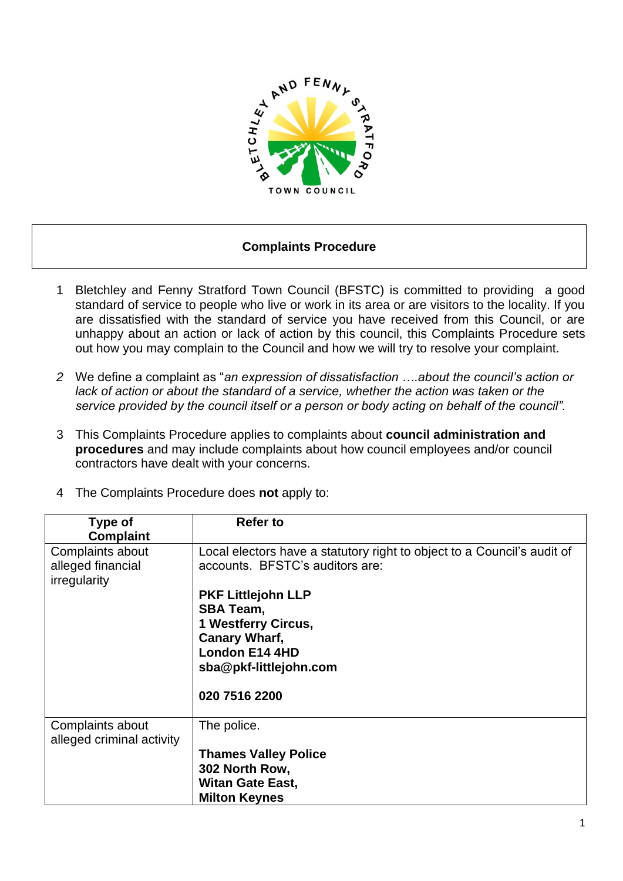# Complaints Procedure

1. Bletchley and Fenny Stratford Town Council (BFSTC) is committed to providing a good standard of service to people who live or work in its area or are visitors to the locality. If you are dissatisfied with the standard of service you have received from this Council, or are unhappy about an action or lack of action by this council, this Complaints Procedure sets out how you may complain to the Council and how we will try to resolve your complaint.

2. We define a complaint as "*an expression of dissatisfaction ….about the council's action or lack of action or about the standard of a service, whether the action was taken or the service provided by the council itself or a person or body acting on behalf of the council".*

3. This Complaints Procedure applies to complaints about **council administration and procedures** and may include complaints about how council employees and/or council contractors have dealt with your concerns.

4. The Complaints Procedure does **not** apply to:

| Type of Complaint | Refer to |
|---|---|
| Complaints about alleged financial irregularity | Local electors have a statutory right to object to a Council's audit of accounts. BFSTC's auditors are:<br><br>**PKF Littlejohn LLP**<br>**SBA Team,**<br>**1 Westferry Circus,**<br>**Canary Wharf,**<br>**London E14 4HD**<br>**sba@pkf-littlejohn.com**<br><br>**020 7516 2200** |
| Complaints about alleged criminal activity | The police.<br><br>**Thames Valley Police**<br>**302 North Row,**<br>**Witan Gate East,**<br>**Milton Keynes** |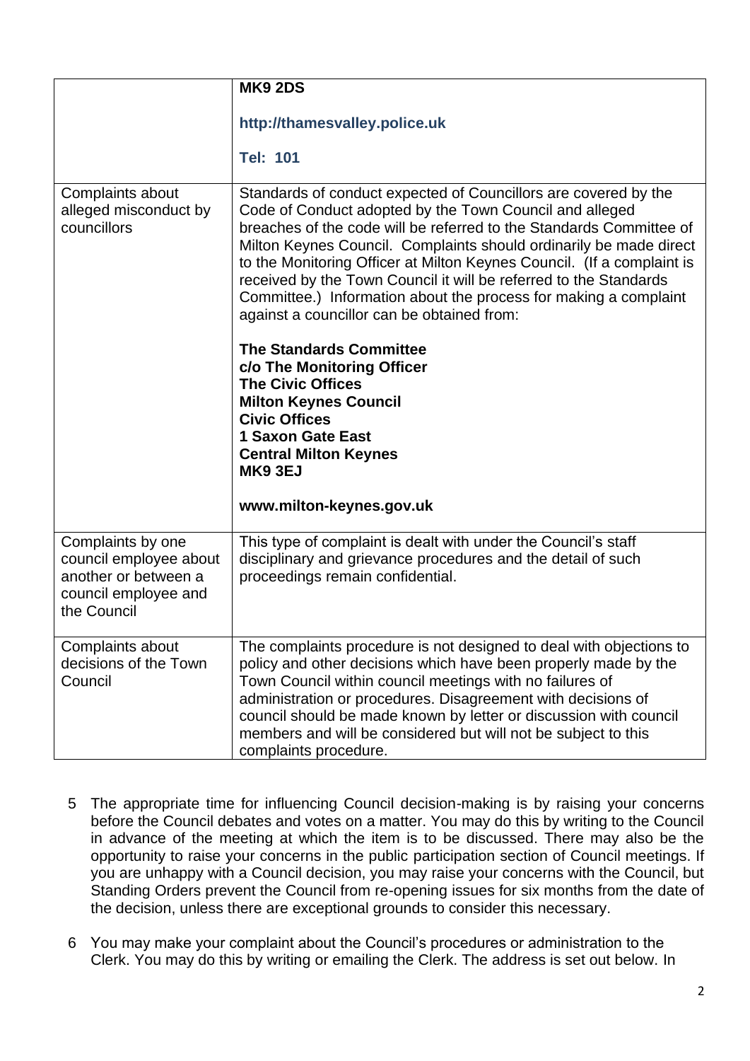| | |
|---|---|
| | **MK9 2DS**<br><br>**http://thamesvalley.police.uk**<br><br>**Tel: 101** |
| Complaints about alleged misconduct by councillors | Standards of conduct expected of Councillors are covered by the Code of Conduct adopted by the Town Council and alleged breaches of the code will be referred to the Standards Committee of Milton Keynes Council. Complaints should ordinarily be made direct to the Monitoring Officer at Milton Keynes Council. (If a complaint is received by the Town Council it will be referred to the Standards Committee.) Information about the process for making a complaint against a councillor can be obtained from:<br><br>**The Standards Committee**<br>**c/o The Monitoring Officer**<br>**The Civic Offices**<br>**Milton Keynes Council**<br>**Civic Offices**<br>**1 Saxon Gate East**<br>**Central Milton Keynes**<br>**MK9 3EJ**<br><br>**www.milton-keynes.gov.uk** |
| Complaints by one council employee about another or between a council employee and the Council | This type of complaint is dealt with under the Council's staff disciplinary and grievance procedures and the detail of such proceedings remain confidential. |
| Complaints about decisions of the Town Council | The complaints procedure is not designed to deal with objections to policy and other decisions which have been properly made by the Town Council within council meetings with no failures of administration or procedures. Disagreement with decisions of council should be made known by letter or discussion with council members and will be considered but will not be subject to this complaints procedure. |

5 The appropriate time for influencing Council decision-making is by raising your concerns before the Council debates and votes on a matter. You may do this by writing to the Council in advance of the meeting at which the item is to be discussed. There may also be the opportunity to raise your concerns in the public participation section of Council meetings. If you are unhappy with a Council decision, you may raise your concerns with the Council, but Standing Orders prevent the Council from re-opening issues for six months from the date of the decision, unless there are exceptional grounds to consider this necessary.

6 You may make your complaint about the Council's procedures or administration to the Clerk. You may do this by writing or emailing the Clerk. The address is set out below. In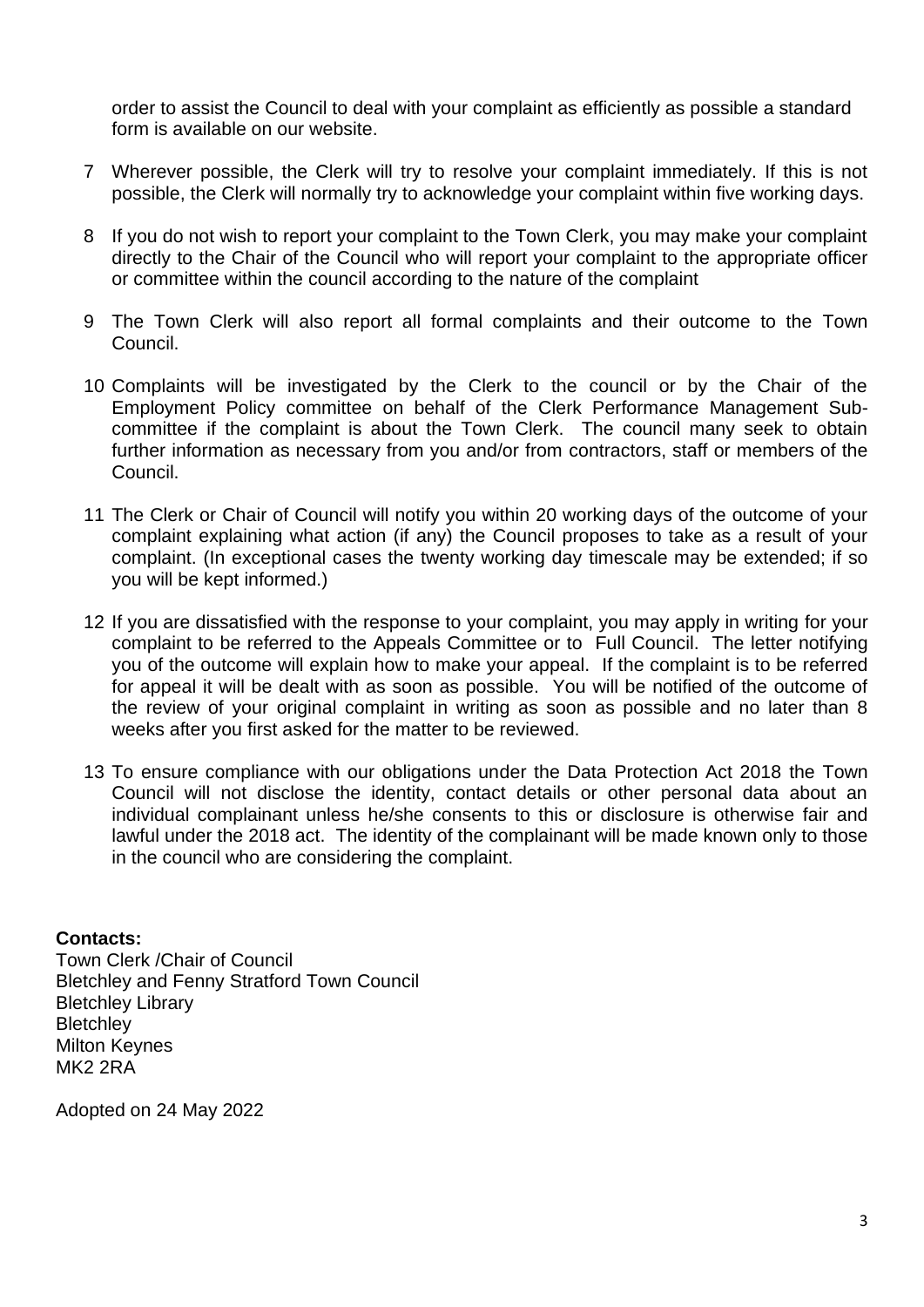order to assist the Council to deal with your complaint as efficiently as possible a standard form is available on our website.

7 Wherever possible, the Clerk will try to resolve your complaint immediately. If this is not possible, the Clerk will normally try to acknowledge your complaint within five working days.

8 If you do not wish to report your complaint to the Town Clerk, you may make your complaint directly to the Chair of the Council who will report your complaint to the appropriate officer or committee within the council according to the nature of the complaint

9 The Town Clerk will also report all formal complaints and their outcome to the Town Council.

10 Complaints will be investigated by the Clerk to the council or by the Chair of the Employment Policy committee on behalf of the Clerk Performance Management Sub-committee if the complaint is about the Town Clerk. The council many seek to obtain further information as necessary from you and/or from contractors, staff or members of the Council.

11 The Clerk or Chair of Council will notify you within 20 working days of the outcome of your complaint explaining what action (if any) the Council proposes to take as a result of your complaint. (In exceptional cases the twenty working day timescale may be extended; if so you will be kept informed.)

12 If you are dissatisfied with the response to your complaint, you may apply in writing for your complaint to be referred to the Appeals Committee or to Full Council. The letter notifying you of the outcome will explain how to make your appeal. If the complaint is to be referred for appeal it will be dealt with as soon as possible. You will be notified of the outcome of the review of your original complaint in writing as soon as possible and no later than 8 weeks after you first asked for the matter to be reviewed.

13 To ensure compliance with our obligations under the Data Protection Act 2018 the Town Council will not disclose the identity, contact details or other personal data about an individual complainant unless he/she consents to this or disclosure is otherwise fair and lawful under the 2018 act. The identity of the complainant will be made known only to those in the council who are considering the complaint.

**Contacts:**
Town Clerk /Chair of Council
Bletchley and Fenny Stratford Town Council
Bletchley Library
Bletchley
Milton Keynes
MK2 2RA

Adopted on 24 May 2022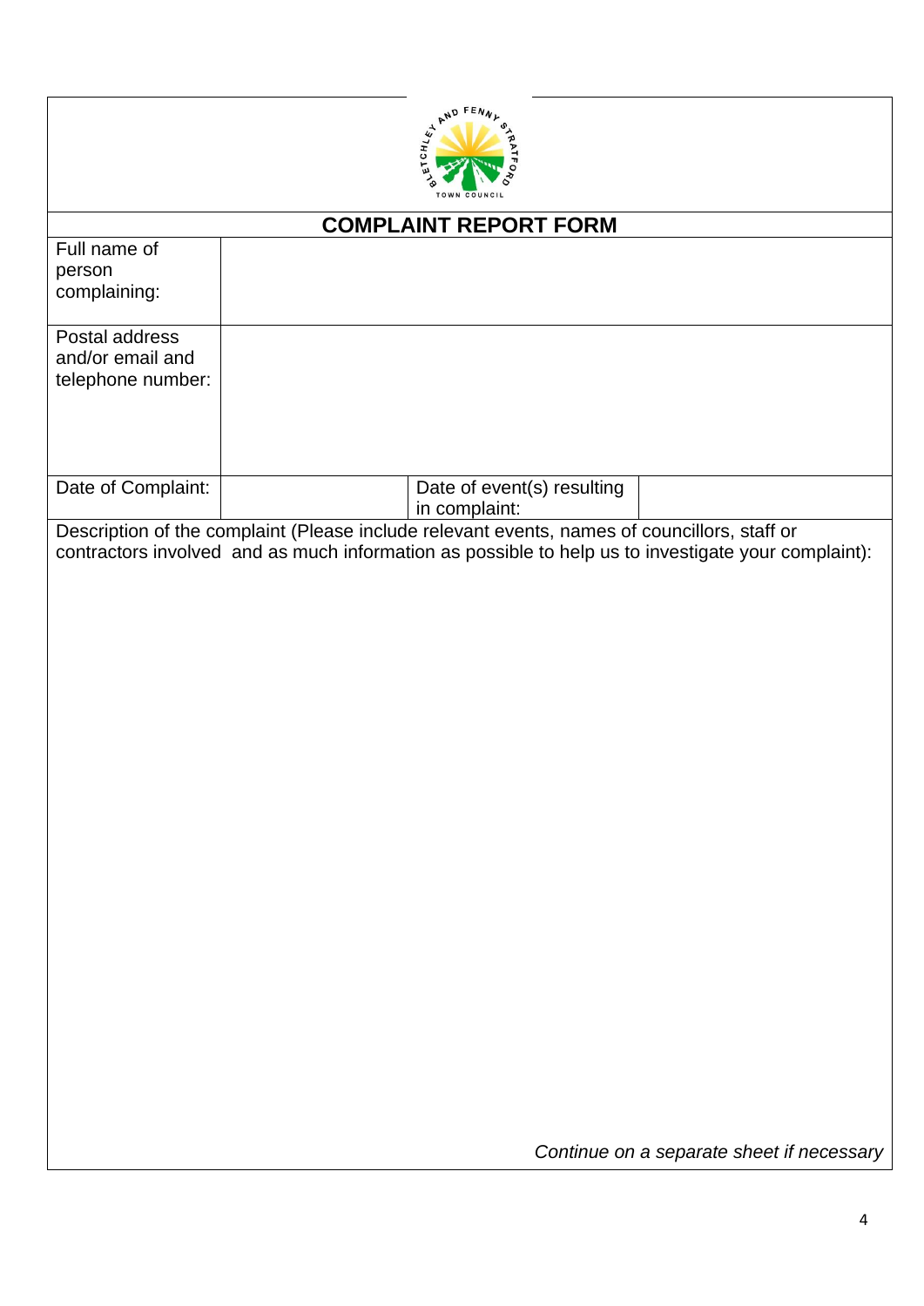BLETCHLEY AND FENNY STRATFORD TOWN COUNCIL

## COMPLAINT REPORT FORM

| | | | |
|---|---|---|---|
| Full name of person complaining: | | | |
| Postal address and/or email and telephone number: | | | |
| Date of Complaint: | | Date of event(s) resulting in complaint: | |

Description of the complaint (Please include relevant events, names of councillors, staff or contractors involved and as much information as possible to help us to investigate your complaint):

*Continue on a separate sheet if necessary*